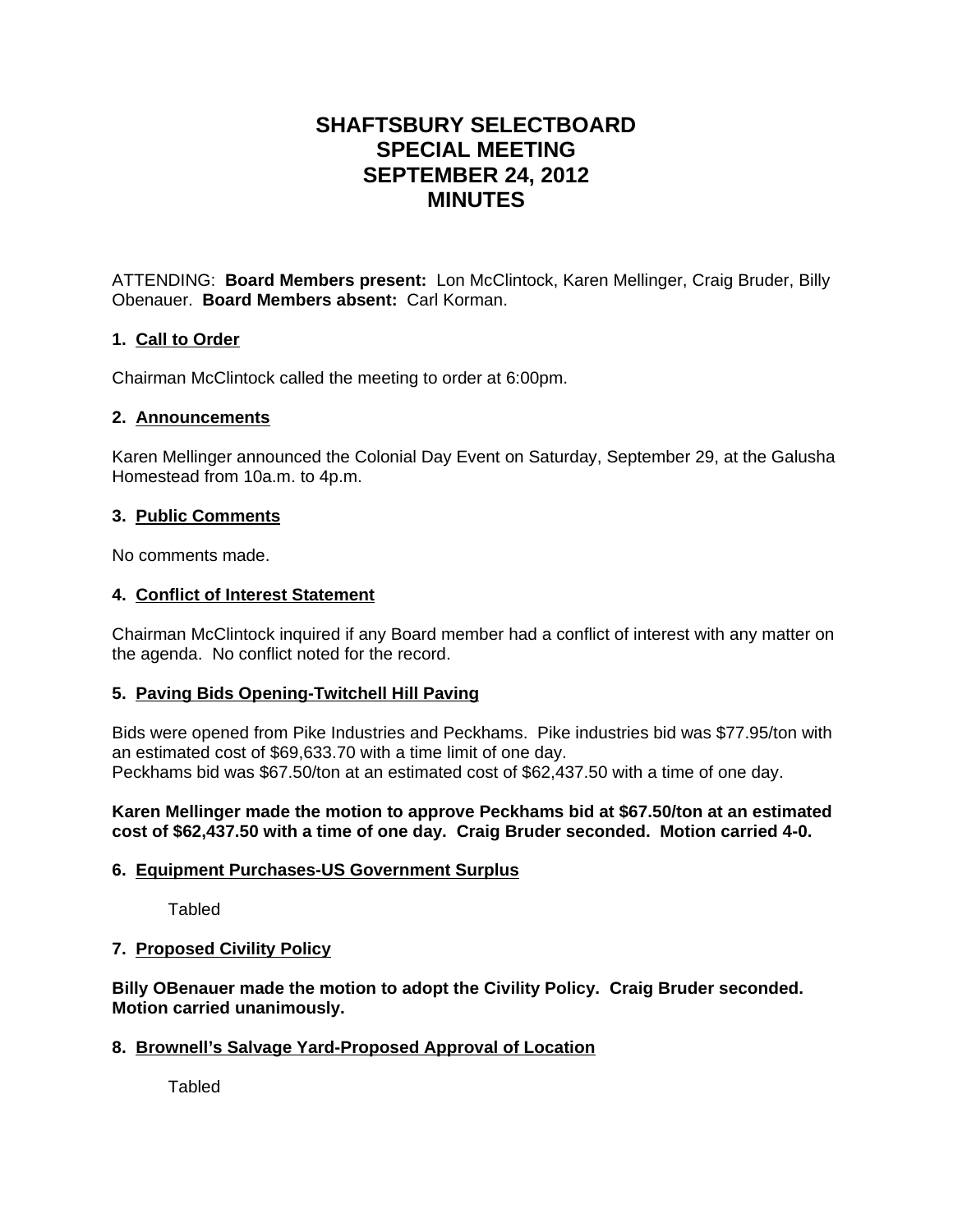# SHAFTSBURY SELECTBOARD
# SPECIAL MEETING
# SEPTEMBER 24, 2012
# MINUTES

ATTENDING: **Board Members present:** Lon McClintock, Karen Mellinger, Craig Bruder, Billy Obenauer. **Board Members absent:** Carl Korman.

### 1. <u>Call to Order</u>

Chairman McClintock called the meeting to order at 6:00pm.

### 2. <u>Announcements</u>

Karen Mellinger announced the Colonial Day Event on Saturday, September 29, at the Galusha Homestead from 10a.m. to 4p.m.

### 3. <u>Public Comments</u>

No comments made.

### 4. <u>Conflict of Interest Statement</u>

Chairman McClintock inquired if any Board member had a conflict of interest with any matter on the agenda. No conflict noted for the record.

### 5. <u>Paving Bids Opening-Twitchell Hill Paving</u>

Bids were opened from Pike Industries and Peckhams. Pike industries bid was $77.95/ton with an estimated cost of $69,633.70 with a time limit of one day.
Peckhams bid was $67.50/ton at an estimated cost of $62,437.50 with a time of one day.

**Karen Mellinger made the motion to approve Peckhams bid at $67.50/ton at an estimated cost of $62,437.50 with a time of one day. Craig Bruder seconded. Motion carried 4-0.**

### 6. <u>Equipment Purchases-US Government Surplus</u>

Tabled

### 7. <u>Proposed Civility Policy</u>

**Billy OBenauer made the motion to adopt the Civility Policy. Craig Bruder seconded. Motion carried unanimously.**

### 8. <u>Brownell's Salvage Yard-Proposed Approval of Location</u>

Tabled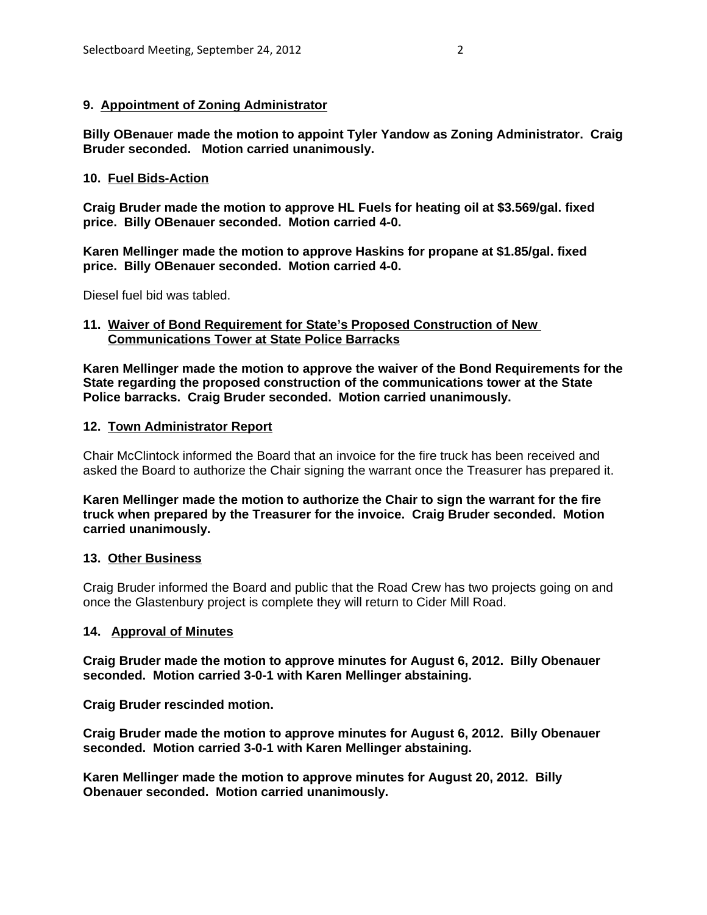**9. Appointment of Zoning Administrator**

**Billy OBenauer made the motion to appoint Tyler Yandow as Zoning Administrator. Craig Bruder seconded. Motion carried unanimously.**

**10. Fuel Bids-Action**

**Craig Bruder made the motion to approve HL Fuels for heating oil at $3.569/gal. fixed price. Billy OBenauer seconded. Motion carried 4-0.**

**Karen Mellinger made the motion to approve Haskins for propane at $1.85/gal. fixed price. Billy OBenauer seconded. Motion carried 4-0.**

Diesel fuel bid was tabled.

**11. Waiver of Bond Requirement for State's Proposed Construction of New Communications Tower at State Police Barracks**

**Karen Mellinger made the motion to approve the waiver of the Bond Requirements for the State regarding the proposed construction of the communications tower at the State Police barracks. Craig Bruder seconded. Motion carried unanimously.**

**12. Town Administrator Report**

Chair McClintock informed the Board that an invoice for the fire truck has been received and asked the Board to authorize the Chair signing the warrant once the Treasurer has prepared it.

**Karen Mellinger made the motion to authorize the Chair to sign the warrant for the fire truck when prepared by the Treasurer for the invoice. Craig Bruder seconded. Motion carried unanimously.**

**13. Other Business**

Craig Bruder informed the Board and public that the Road Crew has two projects going on and once the Glastenbury project is complete they will return to Cider Mill Road.

**14. Approval of Minutes**

**Craig Bruder made the motion to approve minutes for August 6, 2012. Billy Obenauer seconded. Motion carried 3-0-1 with Karen Mellinger abstaining.**

**Craig Bruder rescinded motion.**

**Craig Bruder made the motion to approve minutes for August 6, 2012. Billy Obenauer seconded. Motion carried 3-0-1 with Karen Mellinger abstaining.**

**Karen Mellinger made the motion to approve minutes for August 20, 2012. Billy Obenauer seconded. Motion carried unanimously.**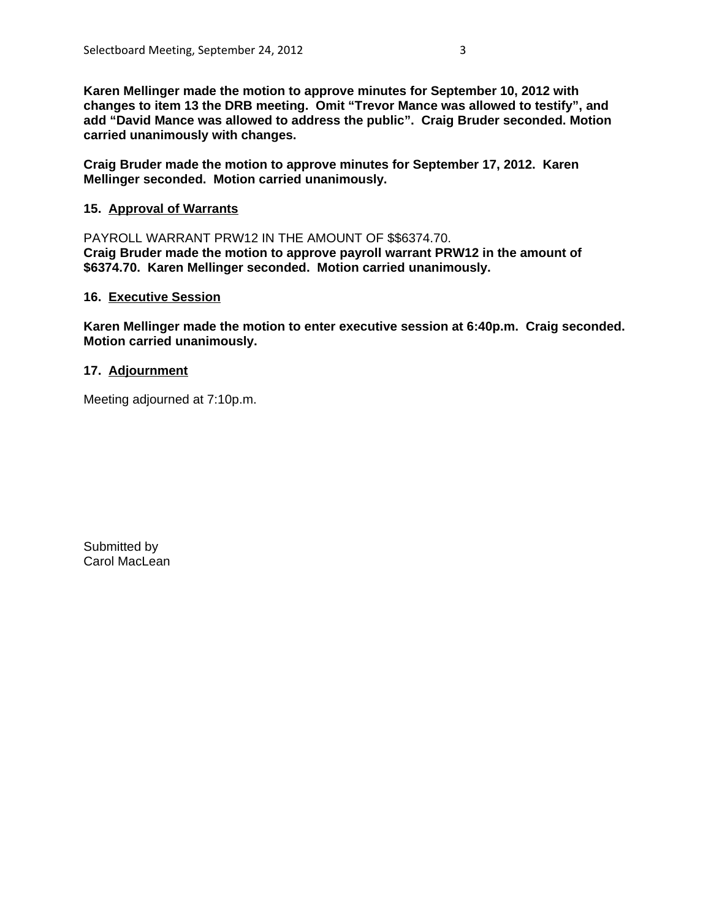**Karen Mellinger made the motion to approve minutes for September 10, 2012 with changes to item 13 the DRB meeting. Omit "Trevor Mance was allowed to testify", and add "David Mance was allowed to address the public". Craig Bruder seconded. Motion carried unanimously with changes.**

**Craig Bruder made the motion to approve minutes for September 17, 2012. Karen Mellinger seconded. Motion carried unanimously.**

### 15. Approval of Warrants

PAYROLL WARRANT PRW12 IN THE AMOUNT OF $$6374.70.
**Craig Bruder made the motion to approve payroll warrant PRW12 in the amount of $6374.70. Karen Mellinger seconded. Motion carried unanimously.**

### 16. Executive Session

**Karen Mellinger made the motion to enter executive session at 6:40p.m. Craig seconded. Motion carried unanimously.**

### 17. Adjournment

Meeting adjourned at 7:10p.m.

Submitted by
Carol MacLean